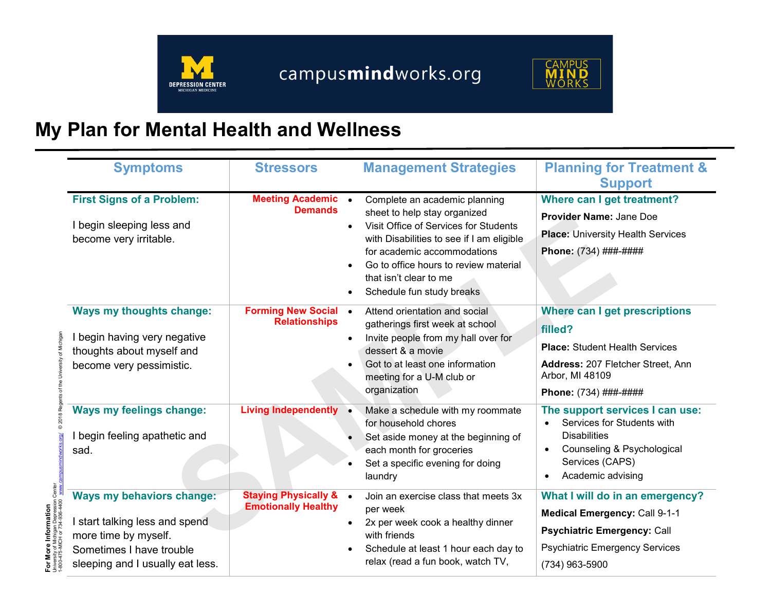campusmindworks.org

# My Plan for Mental Health and Wellness

| Symptoms | Stressors | Management Strategies | Planning for Treatment & Support |
|---|---|---|---|
| **First Signs of a Problem:** I begin sleeping less and become very irritable. | **Meeting Academic Demands** | • Complete an academic planning sheet to help stay organized<br>• Visit Office of Services for Students with Disabilities to see if I am eligible for academic accommodations<br>• Go to office hours to review material that isn't clear to me<br>• Schedule fun study breaks | **Where can I get treatment?**<br>**Provider Name:** Jane Doe<br>**Place:** University Health Services<br>**Phone:** (734) ###-#### |
| **Ways my thoughts change:** I begin having very negative thoughts about myself and become very pessimistic. | **Forming New Social Relationships** | • Attend orientation and social gatherings first week at school<br>• Invite people from my hall over for dessert & a movie<br>• Got to at least one information meeting for a U-M club or organization | **Where can I get prescriptions filled?**<br>**Place:** Student Health Services<br>**Address:** 207 Fletcher Street, Ann Arbor, MI 48109<br>**Phone:** (734) ###-#### |
| **Ways my feelings change:** I begin feeling apathetic and sad. | **Living Independently** | • Make a schedule with my roommate for household chores<br>• Set aside money at the beginning of each month for groceries<br>• Set a specific evening for doing laundry | **The support services I can use:**<br>• Services for Students with Disabilities<br>• Counseling & Psychological Services (CAPS)<br>• Academic advising |
| **Ways my behaviors change:** I start talking less and spend more time by myself. Sometimes I have trouble sleeping and I usually eat less. | **Staying Physically & Emotionally Healthy** | • Join an exercise class that meets 3x per week<br>• 2x per week cook a healthy dinner with friends<br>• Schedule at least 1 hour each day to relax (read a fun book, watch TV, | **What I will do in an emergency?**<br>**Medical Emergency:** Call 9-1-1<br>**Psychiatric Emergency:** Call Psychiatric Emergency Services (734) 963-5900 |

SAMPLE

**For More Information**
University of Michigan Depression Center
1-800-475-MICH or 734-936-4400 www.campusmindworks.org/ © 2018 Regents of the University of Michigan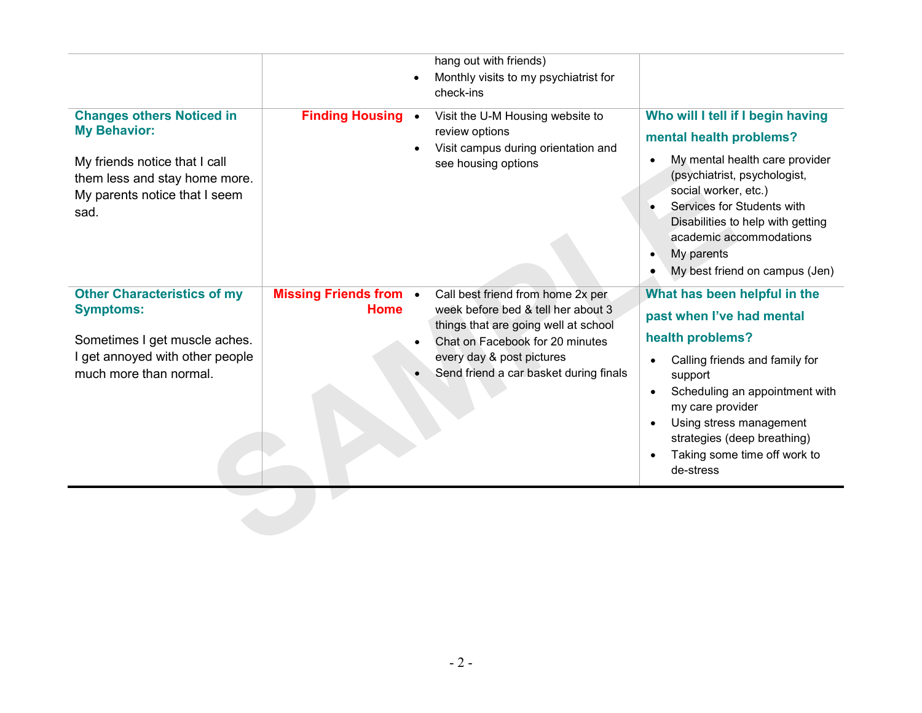| | | | |
|---|---|---|---|
| | | hang out with friends)<br>• Monthly visits to my psychiatrist for check-ins | |
| **Changes others Noticed in My Behavior:**<br><br>My friends notice that I call them less and stay home more. My parents notice that I seem sad. | **Finding Housing** | • Visit the U-M Housing website to review options<br>• Visit campus during orientation and see housing options | **Who will I tell if I begin having mental health problems?**<br>• My mental health care provider (psychiatrist, psychologist, social worker, etc.)<br>• Services for Students with Disabilities to help with getting academic accommodations<br>• My parents<br>• My best friend on campus (Jen) |
| **Other Characteristics of my Symptoms:**<br><br>Sometimes I get muscle aches. I get annoyed with other people much more than normal. | **Missing Friends from Home** | • Call best friend from home 2x per week before bed & tell her about 3 things that are going well at school<br>• Chat on Facebook for 20 minutes every day & post pictures<br>• Send friend a car basket during finals | **What has been helpful in the past when I've had mental health problems?**<br>• Calling friends and family for support<br>• Scheduling an appointment with my care provider<br>• Using stress management strategies (deep breathing)<br>• Taking some time off work to de-stress |

SAMPLE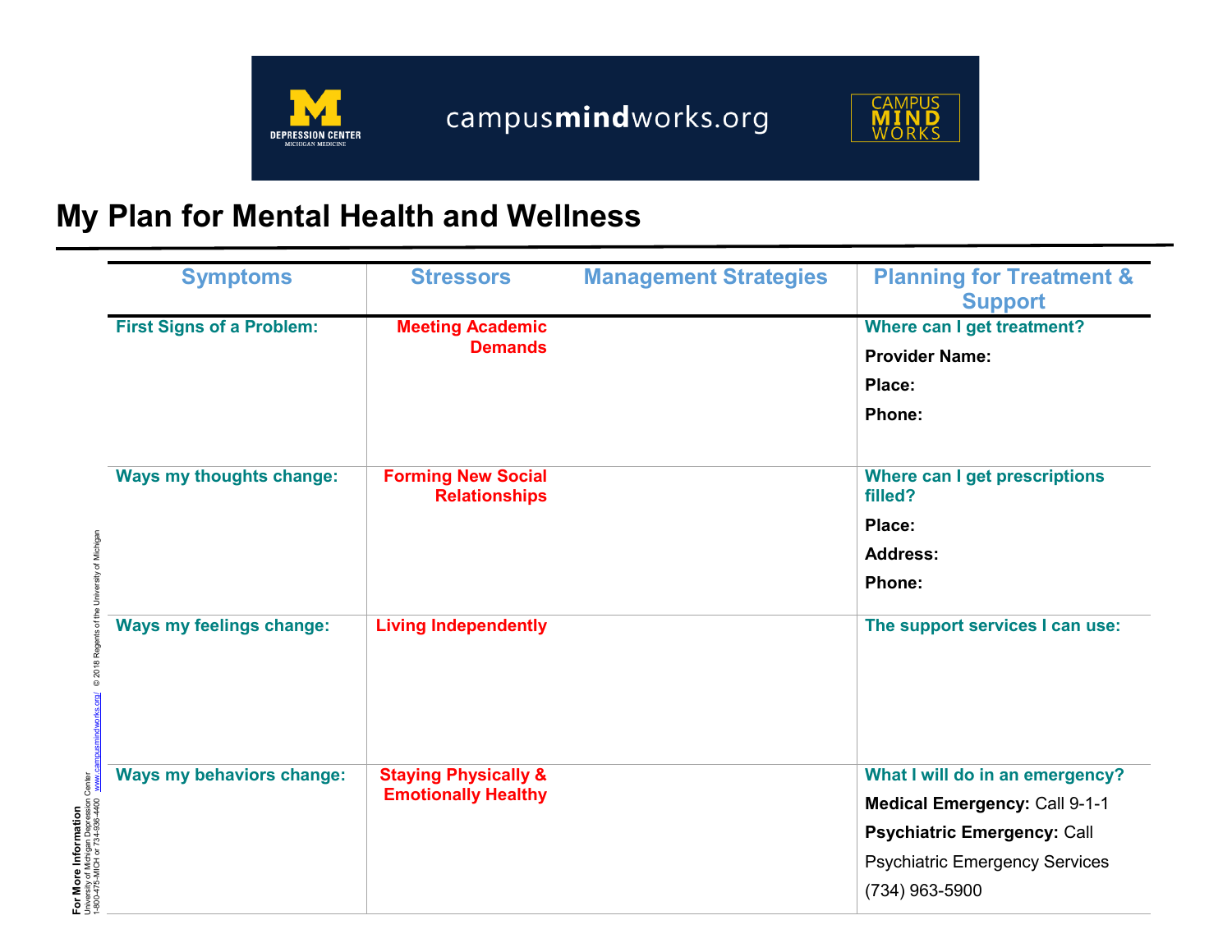campusmindworks.org

# My Plan for Mental Health and Wellness

| Symptoms | Stressors | Management Strategies | Planning for Treatment & Support |
|---|---|---|---|
| **First Signs of a Problem:** | **Meeting Academic Demands** | | **Where can I get treatment?**<br>**Provider Name:**<br>**Place:**<br>**Phone:** |
| **Ways my thoughts change:** | **Forming New Social Relationships** | | **Where can I get prescriptions filled?**<br>**Place:**<br>**Address:**<br>**Phone:** |
| **Ways my feelings change:** | **Living Independently** | | **The support services I can use:** |
| **Ways my behaviors change:** | **Staying Physically & Emotionally Healthy** | | **What I will do in an emergency?**<br>**Medical Emergency:** Call 9-1-1<br>**Psychiatric Emergency:** Call Psychiatric Emergency Services (734) 963-5900 |

**For More Information**
University of Michigan Depression Center www.campusmindworks.org/ © 2018 Regents of the University of Michigan
1-800-475-MICH or 734-936-4400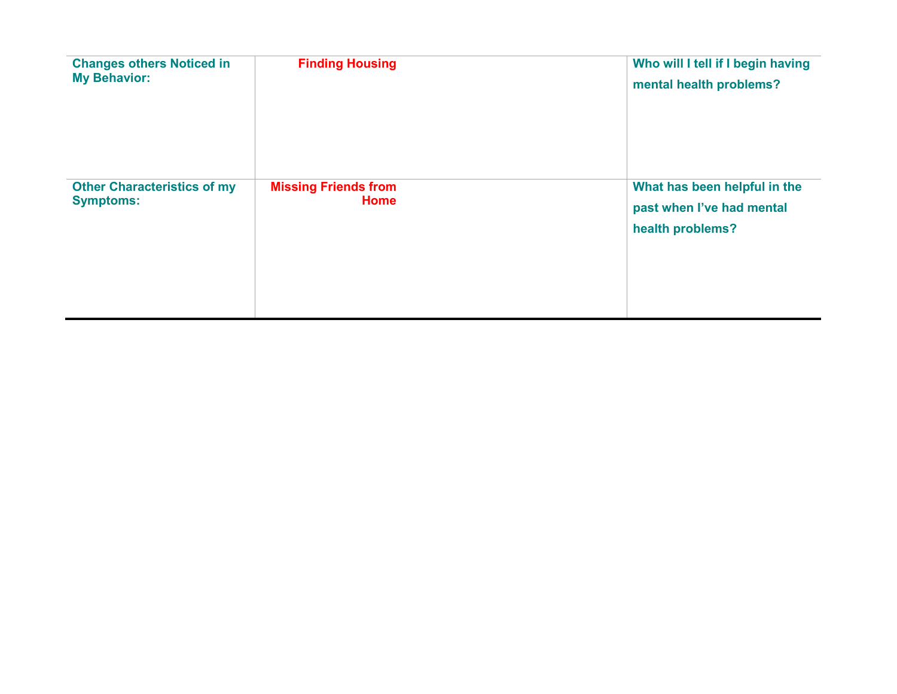| | | |
|---|---|---|
| **Changes others Noticed in My Behavior:** | **Finding Housing** | **Who will I tell if I begin having mental health problems?** |
| **Other Characteristics of my Symptoms:** | **Missing Friends from Home** | **What has been helpful in the past when I've had mental health problems?** |